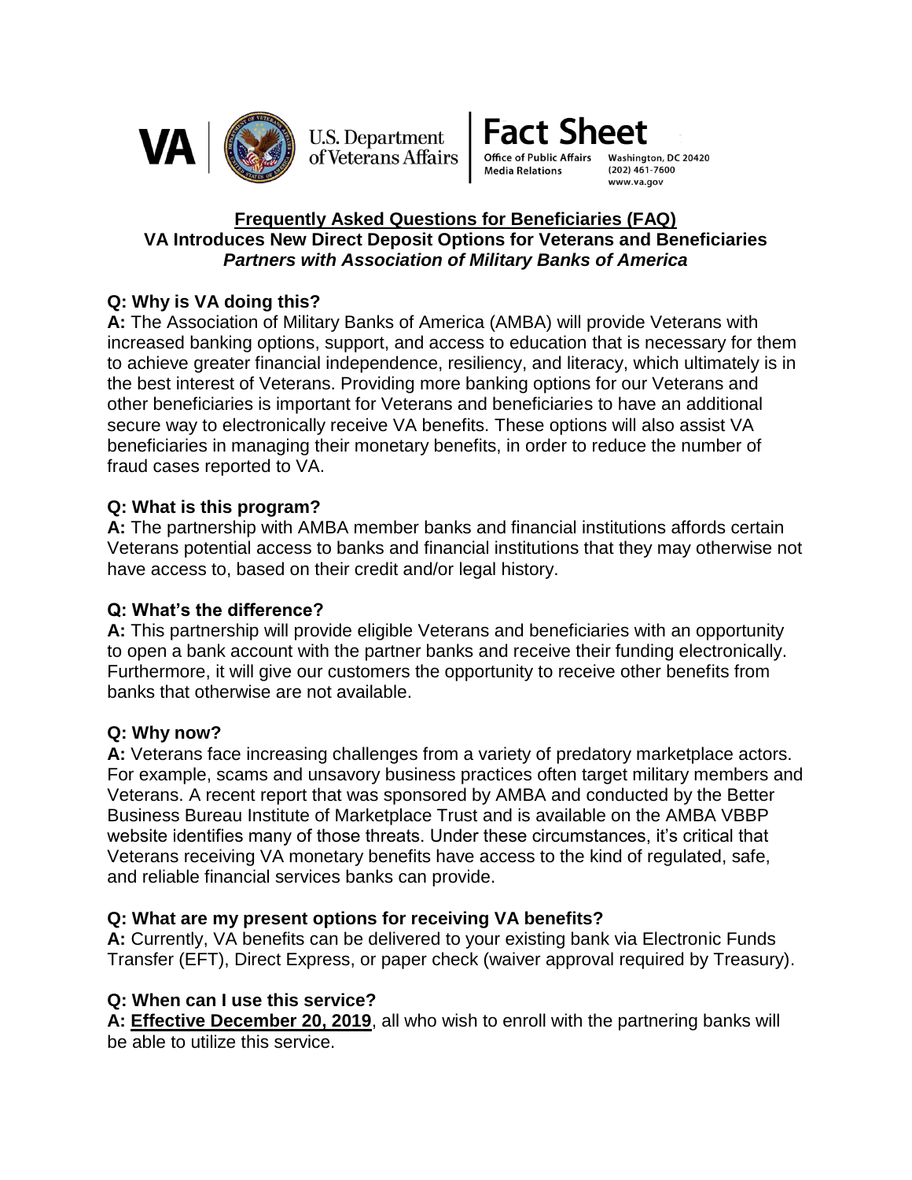VA | U.S. Department of Veterans Affairs

**Fact Sheet**

Office of Public Affairs
Media Relations

Washington, DC 20420
(202) 461-7600
www.va.gov

## Frequently Asked Questions for Beneficiaries (FAQ)

## VA Introduces New Direct Deposit Options for Veterans and Beneficiaries

### *Partners with Association of Military Banks of America*

**Q: Why is VA doing this?**

**A:** The Association of Military Banks of America (AMBA) will provide Veterans with increased banking options, support, and access to education that is necessary for them to achieve greater financial independence, resiliency, and literacy, which ultimately is in the best interest of Veterans. Providing more banking options for our Veterans and other beneficiaries is important for Veterans and beneficiaries to have an additional secure way to electronically receive VA benefits. These options will also assist VA beneficiaries in managing their monetary benefits, in order to reduce the number of fraud cases reported to VA.

**Q: What is this program?**

**A:** The partnership with AMBA member banks and financial institutions affords certain Veterans potential access to banks and financial institutions that they may otherwise not have access to, based on their credit and/or legal history.

**Q: What's the difference?**

**A:** This partnership will provide eligible Veterans and beneficiaries with an opportunity to open a bank account with the partner banks and receive their funding electronically. Furthermore, it will give our customers the opportunity to receive other benefits from banks that otherwise are not available.

**Q: Why now?**

**A:** Veterans face increasing challenges from a variety of predatory marketplace actors. For example, scams and unsavory business practices often target military members and Veterans. A recent report that was sponsored by AMBA and conducted by the Better Business Bureau Institute of Marketplace Trust and is available on the AMBA VBBP website identifies many of those threats. Under these circumstances, it's critical that Veterans receiving VA monetary benefits have access to the kind of regulated, safe, and reliable financial services banks can provide.

**Q: What are my present options for receiving VA benefits?**

**A:** Currently, VA benefits can be delivered to your existing bank via Electronic Funds Transfer (EFT), Direct Express, or paper check (waiver approval required by Treasury).

**Q: When can I use this service?**

**A:** **Effective December 20, 2019**, all who wish to enroll with the partnering banks will be able to utilize this service.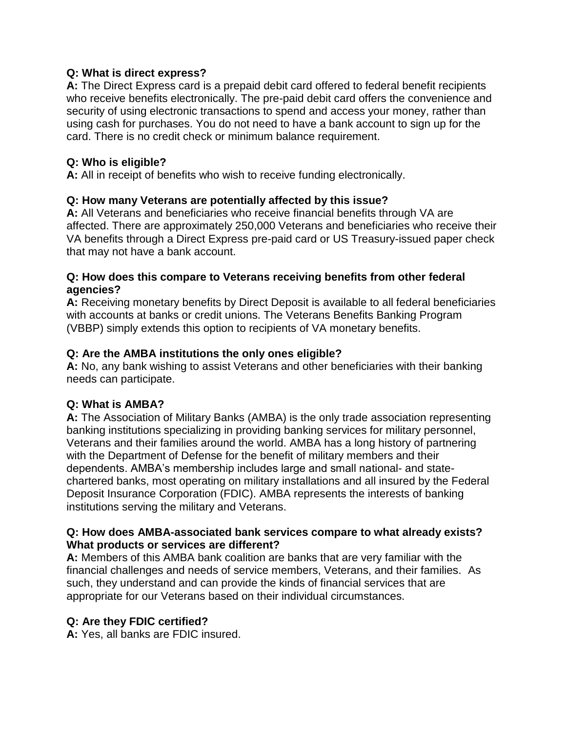**Q: What is direct express?**
**A:** The Direct Express card is a prepaid debit card offered to federal benefit recipients who receive benefits electronically. The pre-paid debit card offers the convenience and security of using electronic transactions to spend and access your money, rather than using cash for purchases. You do not need to have a bank account to sign up for the card. There is no credit check or minimum balance requirement.

**Q: Who is eligible?**
**A:** All in receipt of benefits who wish to receive funding electronically.

**Q: How many Veterans are potentially affected by this issue?**
**A:** All Veterans and beneficiaries who receive financial benefits through VA are affected. There are approximately 250,000 Veterans and beneficiaries who receive their VA benefits through a Direct Express pre-paid card or US Treasury-issued paper check that may not have a bank account.

**Q: How does this compare to Veterans receiving benefits from other federal agencies?**
**A:** Receiving monetary benefits by Direct Deposit is available to all federal beneficiaries with accounts at banks or credit unions. The Veterans Benefits Banking Program (VBBP) simply extends this option to recipients of VA monetary benefits.

**Q: Are the AMBA institutions the only ones eligible?**
**A:** No, any bank wishing to assist Veterans and other beneficiaries with their banking needs can participate.

**Q: What is AMBA?**
**A:** The Association of Military Banks (AMBA) is the only trade association representing banking institutions specializing in providing banking services for military personnel, Veterans and their families around the world. AMBA has a long history of partnering with the Department of Defense for the benefit of military members and their dependents. AMBA's membership includes large and small national- and state-chartered banks, most operating on military installations and all insured by the Federal Deposit Insurance Corporation (FDIC). AMBA represents the interests of banking institutions serving the military and Veterans.

**Q: How does AMBA-associated bank services compare to what already exists? What products or services are different?**
**A:** Members of this AMBA bank coalition are banks that are very familiar with the financial challenges and needs of service members, Veterans, and their families. As such, they understand and can provide the kinds of financial services that are appropriate for our Veterans based on their individual circumstances.

**Q: Are they FDIC certified?**
**A:** Yes, all banks are FDIC insured.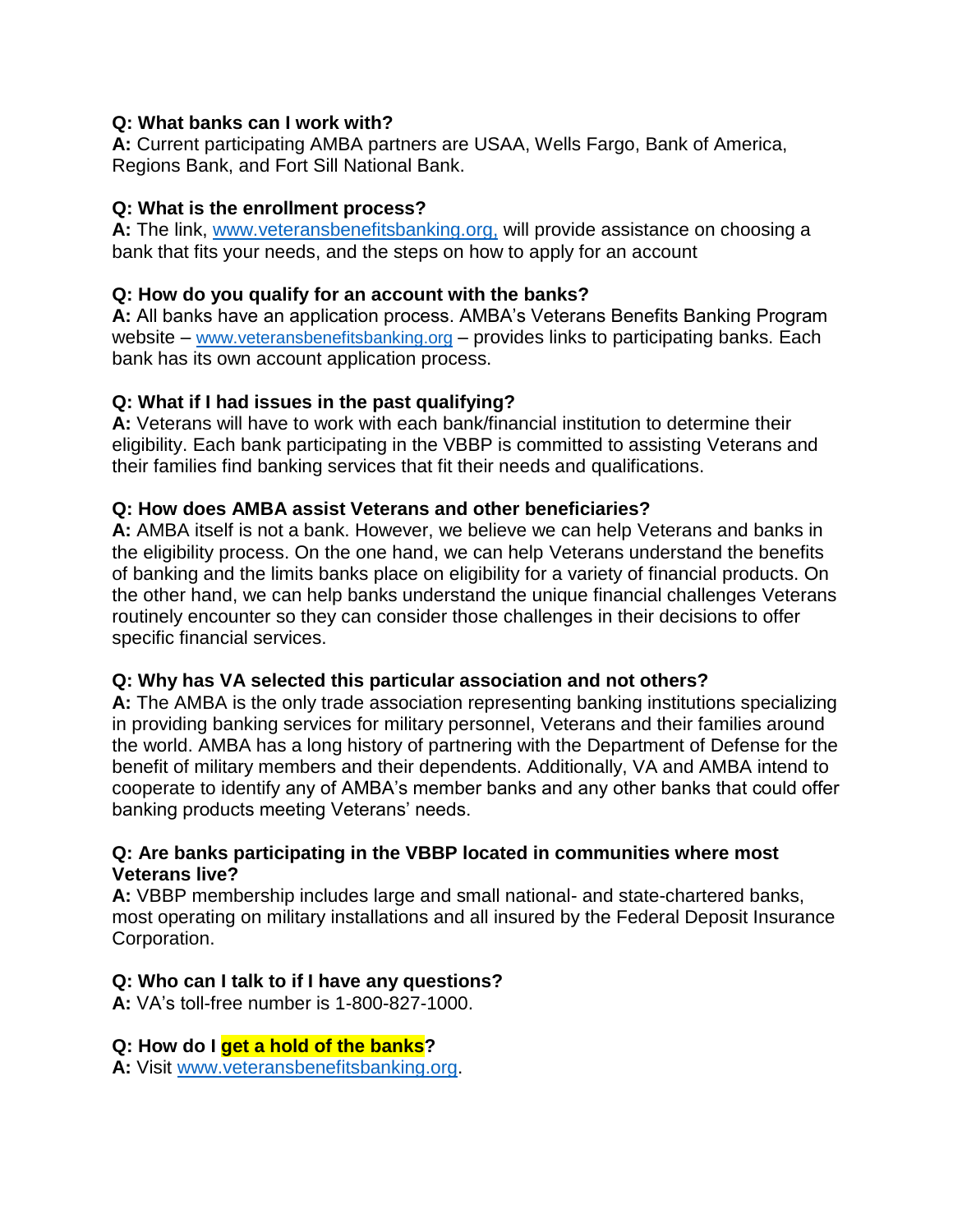**Q: What banks can I work with?**
**A:** Current participating AMBA partners are USAA, Wells Fargo, Bank of America, Regions Bank, and Fort Sill National Bank.

**Q: What is the enrollment process?**
**A:** The link, www.veteransbenefitsbanking.org, will provide assistance on choosing a bank that fits your needs, and the steps on how to apply for an account

**Q: How do you qualify for an account with the banks?**
**A:** All banks have an application process. AMBA's Veterans Benefits Banking Program website – www.veteransbenefitsbanking.org – provides links to participating banks. Each bank has its own account application process.

**Q: What if I had issues in the past qualifying?**
**A:** Veterans will have to work with each bank/financial institution to determine their eligibility. Each bank participating in the VBBP is committed to assisting Veterans and their families find banking services that fit their needs and qualifications.

**Q: How does AMBA assist Veterans and other beneficiaries?**
**A:** AMBA itself is not a bank. However, we believe we can help Veterans and banks in the eligibility process. On the one hand, we can help Veterans understand the benefits of banking and the limits banks place on eligibility for a variety of financial products. On the other hand, we can help banks understand the unique financial challenges Veterans routinely encounter so they can consider those challenges in their decisions to offer specific financial services.

**Q: Why has VA selected this particular association and not others?**
**A:** The AMBA is the only trade association representing banking institutions specializing in providing banking services for military personnel, Veterans and their families around the world. AMBA has a long history of partnering with the Department of Defense for the benefit of military members and their dependents. Additionally, VA and AMBA intend to cooperate to identify any of AMBA's member banks and any other banks that could offer banking products meeting Veterans' needs.

**Q: Are banks participating in the VBBP located in communities where most Veterans live?**
**A:** VBBP membership includes large and small national- and state-chartered banks, most operating on military installations and all insured by the Federal Deposit Insurance Corporation.

**Q: Who can I talk to if I have any questions?**
**A:** VA's toll-free number is 1-800-827-1000.

**Q: How do I get a hold of the banks?**
**A:** Visit www.veteransbenefitsbanking.org.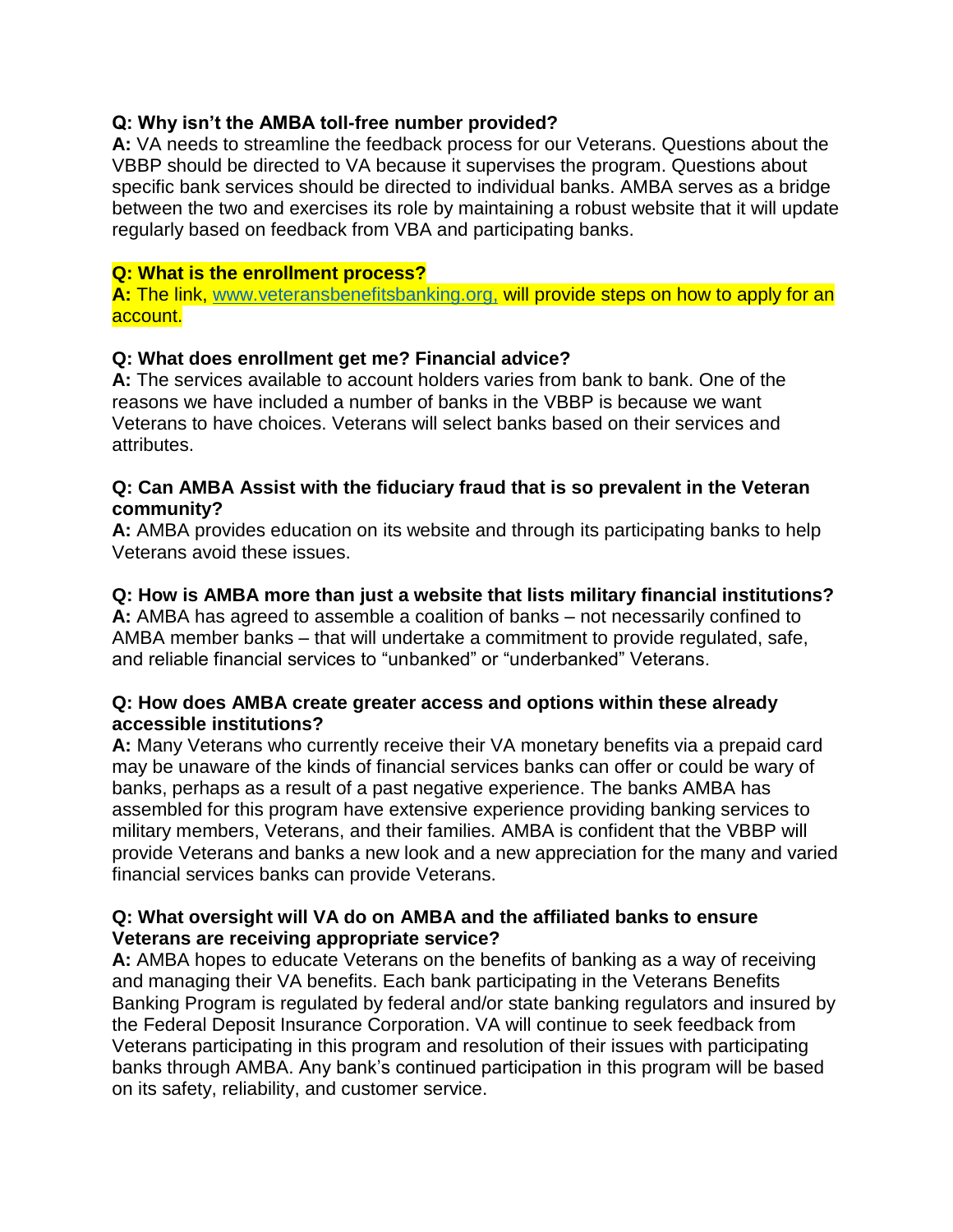**Q: Why isn't the AMBA toll-free number provided?**
**A:** VA needs to streamline the feedback process for our Veterans. Questions about the VBBP should be directed to VA because it supervises the program. Questions about specific bank services should be directed to individual banks. AMBA serves as a bridge between the two and exercises its role by maintaining a robust website that it will update regularly based on feedback from VBA and participating banks.

**Q: What is the enrollment process?**
**A:** The link, www.veteransbenefitsbanking.org, will provide steps on how to apply for an account.

**Q: What does enrollment get me? Financial advice?**
**A:** The services available to account holders varies from bank to bank. One of the reasons we have included a number of banks in the VBBP is because we want Veterans to have choices. Veterans will select banks based on their services and attributes.

**Q: Can AMBA Assist with the fiduciary fraud that is so prevalent in the Veteran community?**
**A:** AMBA provides education on its website and through its participating banks to help Veterans avoid these issues.

**Q: How is AMBA more than just a website that lists military financial institutions?**
**A:** AMBA has agreed to assemble a coalition of banks – not necessarily confined to AMBA member banks – that will undertake a commitment to provide regulated, safe, and reliable financial services to "unbanked" or "underbanked" Veterans.

**Q: How does AMBA create greater access and options within these already accessible institutions?**
**A:** Many Veterans who currently receive their VA monetary benefits via a prepaid card may be unaware of the kinds of financial services banks can offer or could be wary of banks, perhaps as a result of a past negative experience. The banks AMBA has assembled for this program have extensive experience providing banking services to military members, Veterans, and their families. AMBA is confident that the VBBP will provide Veterans and banks a new look and a new appreciation for the many and varied financial services banks can provide Veterans.

**Q: What oversight will VA do on AMBA and the affiliated banks to ensure Veterans are receiving appropriate service?**
**A:** AMBA hopes to educate Veterans on the benefits of banking as a way of receiving and managing their VA benefits. Each bank participating in the Veterans Benefits Banking Program is regulated by federal and/or state banking regulators and insured by the Federal Deposit Insurance Corporation. VA will continue to seek feedback from Veterans participating in this program and resolution of their issues with participating banks through AMBA. Any bank's continued participation in this program will be based on its safety, reliability, and customer service.